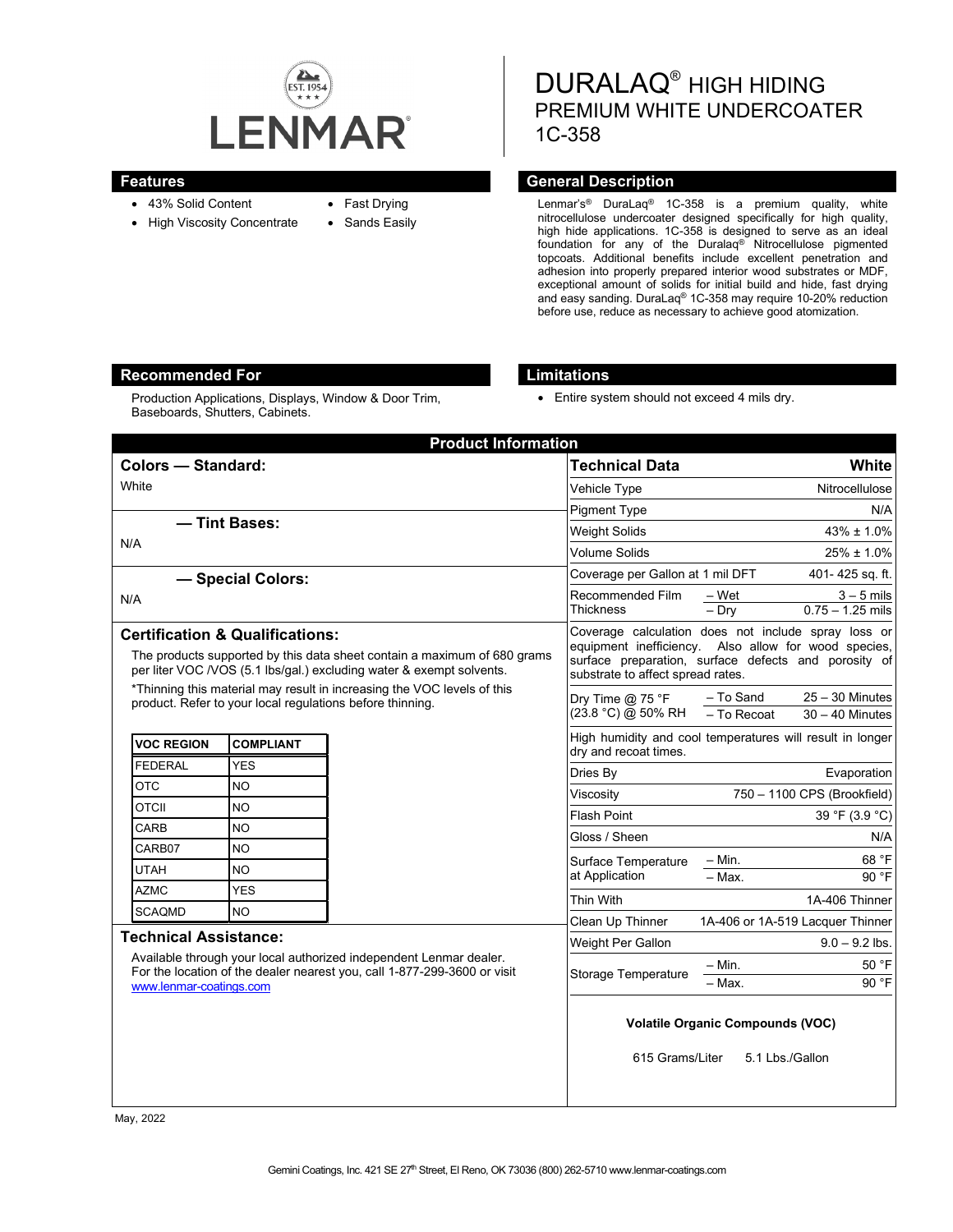# LENMAR

# DURALAQ® HIGH HIDING PREMIUM WHITE UNDERCOATER 1C-358

## Features

- 43% Solid Content
- High Viscosity Concentrate
- Fast Drying
- Sands Easily

## General Description

Lenmar's® DuraLaq® 1C-358 is a premium quality, white nitrocellulose undercoater designed specifically for high quality, high hide applications. 1C-358 is designed to serve as an ideal foundation for any of the Duralaq® Nitrocellulose pigmented topcoats. Additional benefits include excellent penetration and adhesion into properly prepared interior wood substrates or MDF, exceptional amount of solids for initial build and hide, fast drying and easy sanding. DuraLaq® 1C-358 may require 10-20% reduction before use, reduce as necessary to achieve good atomization.

## Recommended For

Production Applications, Displays, Window & Door Trim, Baseboards, Shutters, Cabinets.

## Limitations

- Entire system should not exceed 4 mils dry.

## Product Information

### Colors — Standard:

White

### — Tint Bases:

N/A

### — Special Colors:

N/A

### Certification & Qualifications:

The products supported by this data sheet contain a maximum of 680 grams per liter VOC /VOS (5.1 lbs/gal.) excluding water & exempt solvents.

*Thinning this material may result in increasing the VOC levels of this product. Refer to your local regulations before thinning.

| VOC REGION | COMPLIANT |
|---|---|
| FEDERAL | YES |
| OTC | NO |
| OTCII | NO |
| CARB | NO |
| CARB07 | NO |
| UTAH | NO |
| AZMC | YES |
| SCAQMD | NO |

### Technical Assistance:

Available through your local authorized independent Lenmar dealer. For the location of the dealer nearest you, call 1-877-299-3600 or visit www.lenmar-coatings.com

| Technical Data | | White |
|---|---|---|
| Vehicle Type | | Nitrocellulose |
| Pigment Type | | N/A |
| Weight Solids | | 43% ± 1.0% |
| Volume Solids | | 25% ± 1.0% |
| Coverage per Gallon at 1 mil DFT | | 401- 425 sq. ft. |
| Recommended Film Thickness | – Wet | 3 – 5 mils |
| | – Dry | 0.75 – 1.25 mils |
| Coverage calculation does not include spray loss or equipment inefficiency. Also allow for wood species, surface preparation, surface defects and porosity of substrate to affect spread rates. | | |
| Dry Time @ 75 °F (23.8 °C) @ 50% RH | – To Sand | 25 – 30 Minutes |
| | – To Recoat | 30 – 40 Minutes |
| High humidity and cool temperatures will result in longer dry and recoat times. | | |
| Dries By | | Evaporation |
| Viscosity | | 750 – 1100 CPS (Brookfield) |
| Flash Point | | 39 °F (3.9 °C) |
| Gloss / Sheen | | N/A |
| Surface Temperature at Application | – Min. | 68 °F |
| | – Max. | 90 °F |
| Thin With | | 1A-406 Thinner |
| Clean Up Thinner | | 1A-406 or 1A-519 Lacquer Thinner |
| Weight Per Gallon | | 9.0 – 9.2 lbs. |
| Storage Temperature | – Min. | 50 °F |
| | – Max. | 90 °F |

**Volatile Organic Compounds (VOC)**

615 Grams/Liter 5.1 Lbs./Gallon

May, 2022

Gemini Coatings, Inc. 421 SE 27th Street, El Reno, OK 73036 (800) 262-5710 www.lenmar-coatings.com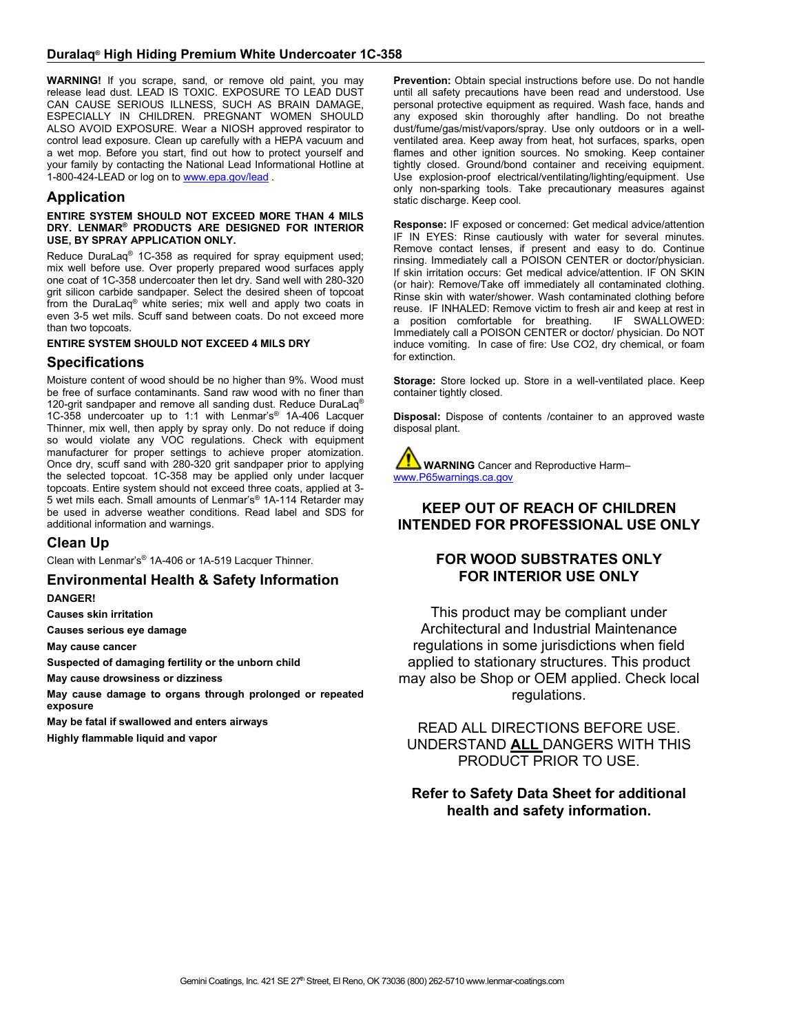# Duralaq® High Hiding Premium White Undercoater 1C-358

**WARNING!** If you scrape, sand, or remove old paint, you may release lead dust. LEAD IS TOXIC. EXPOSURE TO LEAD DUST CAN CAUSE SERIOUS ILLNESS, SUCH AS BRAIN DAMAGE, ESPECIALLY IN CHILDREN. PREGNANT WOMEN SHOULD ALSO AVOID EXPOSURE. Wear a NIOSH approved respirator to control lead exposure. Clean up carefully with a HEPA vacuum and a wet mop. Before you start, find out how to protect yourself and your family by contacting the National Lead Informational Hotline at 1-800-424-LEAD or log on to www.epa.gov/lead .

## Application

**ENTIRE SYSTEM SHOULD NOT EXCEED MORE THAN 4 MILS DRY. LENMAR® PRODUCTS ARE DESIGNED FOR INTERIOR USE, BY SPRAY APPLICATION ONLY.**

Reduce DuraLaq® 1C-358 as required for spray equipment used; mix well before use. Over properly prepared wood surfaces apply one coat of 1C-358 undercoater then let dry. Sand well with 280-320 grit silicon carbide sandpaper. Select the desired sheen of topcoat from the DuraLaq® white series; mix well and apply two coats in even 3-5 wet mils. Scuff sand between coats. Do not exceed more than two topcoats.

**ENTIRE SYSTEM SHOULD NOT EXCEED 4 MILS DRY**

## Specifications

Moisture content of wood should be no higher than 9%. Wood must be free of surface contaminants. Sand raw wood with no finer than 120-grit sandpaper and remove all sanding dust. Reduce DuraLaq® 1C-358 undercoater up to 1:1 with Lenmar's® 1A-406 Lacquer Thinner, mix well, then apply by spray only. Do not reduce if doing so would violate any VOC regulations. Check with equipment manufacturer for proper settings to achieve proper atomization. Once dry, scuff sand with 280-320 grit sandpaper prior to applying the selected topcoat. 1C-358 may be applied only under lacquer topcoats. Entire system should not exceed three coats, applied at 3-5 wet mils each. Small amounts of Lenmar's® 1A-114 Retarder may be used in adverse weather conditions. Read label and SDS for additional information and warnings.

## Clean Up

Clean with Lenmar's® 1A-406 or 1A-519 Lacquer Thinner.

## Environmental Health & Safety Information

**DANGER!**

**Causes skin irritation**

**Causes serious eye damage**

**May cause cancer**

**Suspected of damaging fertility or the unborn child**

**May cause drowsiness or dizziness**

**May cause damage to organs through prolonged or repeated exposure**

**May be fatal if swallowed and enters airways**

**Highly flammable liquid and vapor**

**Prevention:** Obtain special instructions before use. Do not handle until all safety precautions have been read and understood. Use personal protective equipment as required. Wash face, hands and any exposed skin thoroughly after handling. Do not breathe dust/fume/gas/mist/vapors/spray. Use only outdoors or in a well-ventilated area. Keep away from heat, hot surfaces, sparks, open flames and other ignition sources. No smoking. Keep container tightly closed. Ground/bond container and receiving equipment. Use explosion-proof electrical/ventilating/lighting/equipment. Use only non-sparking tools. Take precautionary measures against static discharge. Keep cool.

**Response:** IF exposed or concerned: Get medical advice/attention IF IN EYES: Rinse cautiously with water for several minutes. Remove contact lenses, if present and easy to do. Continue rinsing. Immediately call a POISON CENTER or doctor/physician. If skin irritation occurs: Get medical advice/attention. IF ON SKIN (or hair): Remove/Take off immediately all contaminated clothing. Rinse skin with water/shower. Wash contaminated clothing before reuse. IF INHALED: Remove victim to fresh air and keep at rest in a position comfortable for breathing. IF SWALLOWED: Immediately call a POISON CENTER or doctor/ physician. Do NOT induce vomiting. In case of fire: Use CO2, dry chemical, or foam for extinction.

**Storage:** Store locked up. Store in a well-ventilated place. Keep container tightly closed.

**Disposal:** Dispose of contents /container to an approved waste disposal plant.

**WARNING** Cancer and Reproductive Harm– www.P65warnings.ca.gov

**KEEP OUT OF REACH OF CHILDREN**
**INTENDED FOR PROFESSIONAL USE ONLY**

**FOR WOOD SUBSTRATES ONLY**
**FOR INTERIOR USE ONLY**

This product may be compliant under Architectural and Industrial Maintenance regulations in some jurisdictions when field applied to stationary structures. This product may also be Shop or OEM applied. Check local regulations.

READ ALL DIRECTIONS BEFORE USE. UNDERSTAND **ALL** DANGERS WITH THIS PRODUCT PRIOR TO USE.

**Refer to Safety Data Sheet for additional health and safety information.**

Gemini Coatings, Inc. 421 SE 27th Street, El Reno, OK 73036 (800) 262-5710 www.lenmar-coatings.com